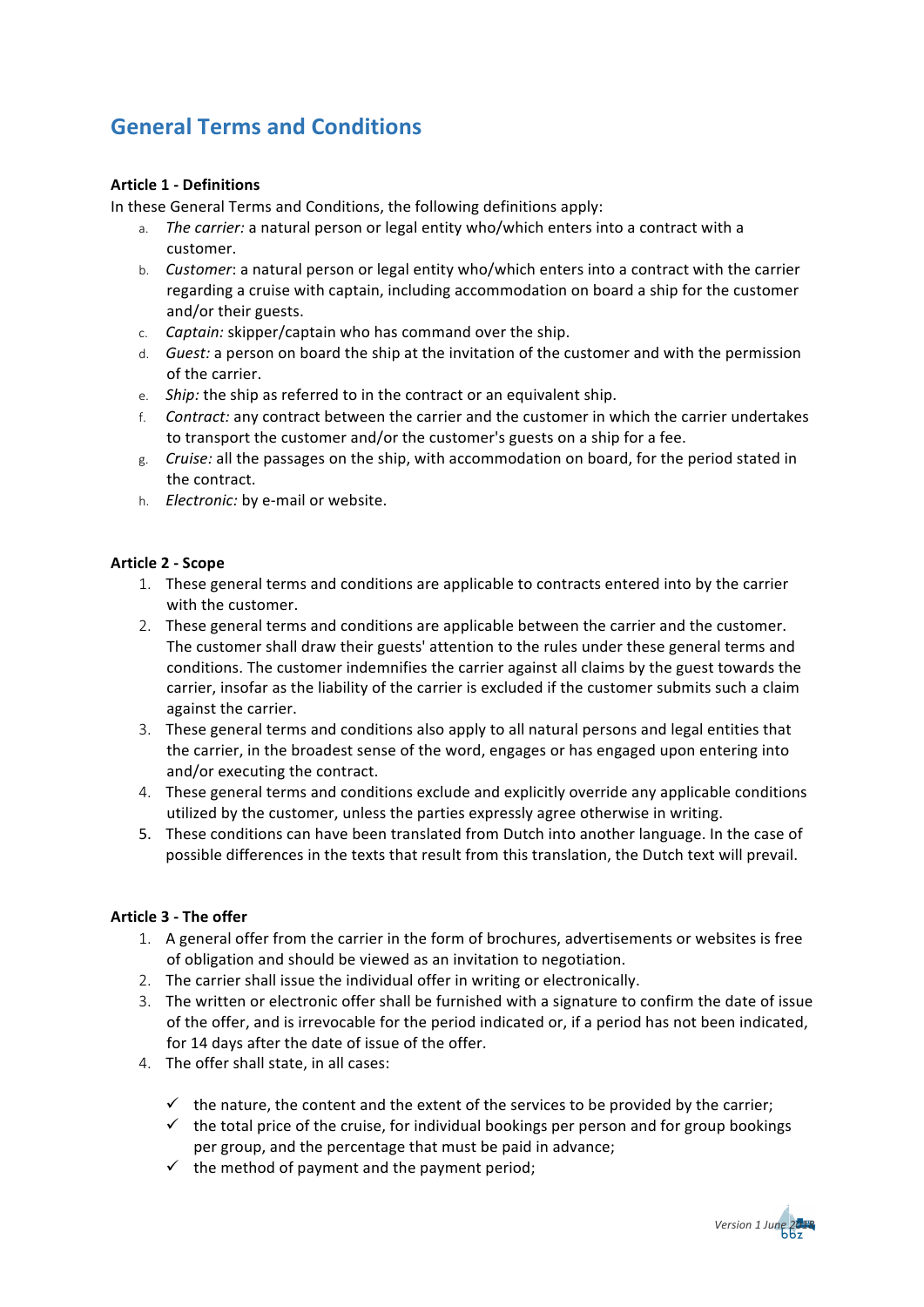# General Terms and Conditions

**Article 1 - Definitions**

In these General Terms and Conditions, the following definitions apply:

a. *The carrier:* a natural person or legal entity who/which enters into a contract with a customer.
b. *Customer*: a natural person or legal entity who/which enters into a contract with the carrier regarding a cruise with captain, including accommodation on board a ship for the customer and/or their guests.
c. *Captain:* skipper/captain who has command over the ship.
d. *Guest:* a person on board the ship at the invitation of the customer and with the permission of the carrier.
e. *Ship:* the ship as referred to in the contract or an equivalent ship.
f. *Contract:* any contract between the carrier and the customer in which the carrier undertakes to transport the customer and/or the customer's guests on a ship for a fee.
g. *Cruise:* all the passages on the ship, with accommodation on board, for the period stated in the contract.
h. *Electronic:* by e-mail or website.

**Article 2 - Scope**

1. These general terms and conditions are applicable to contracts entered into by the carrier with the customer.
2. These general terms and conditions are applicable between the carrier and the customer. The customer shall draw their guests' attention to the rules under these general terms and conditions. The customer indemnifies the carrier against all claims by the guest towards the carrier, insofar as the liability of the carrier is excluded if the customer submits such a claim against the carrier.
3. These general terms and conditions also apply to all natural persons and legal entities that the carrier, in the broadest sense of the word, engages or has engaged upon entering into and/or executing the contract.
4. These general terms and conditions exclude and explicitly override any applicable conditions utilized by the customer, unless the parties expressly agree otherwise in writing.
5. These conditions can have been translated from Dutch into another language. In the case of possible differences in the texts that result from this translation, the Dutch text will prevail.

**Article 3 - The offer**

1. A general offer from the carrier in the form of brochures, advertisements or websites is free of obligation and should be viewed as an invitation to negotiation.
2. The carrier shall issue the individual offer in writing or electronically.
3. The written or electronic offer shall be furnished with a signature to confirm the date of issue of the offer, and is irrevocable for the period indicated or, if a period has not been indicated, for 14 days after the date of issue of the offer.
4. The offer shall state, in all cases:

   - ✓ the nature, the content and the extent of the services to be provided by the carrier;
   - ✓ the total price of the cruise, for individual bookings per person and for group bookings per group, and the percentage that must be paid in advance;
   - ✓ the method of payment and the payment period;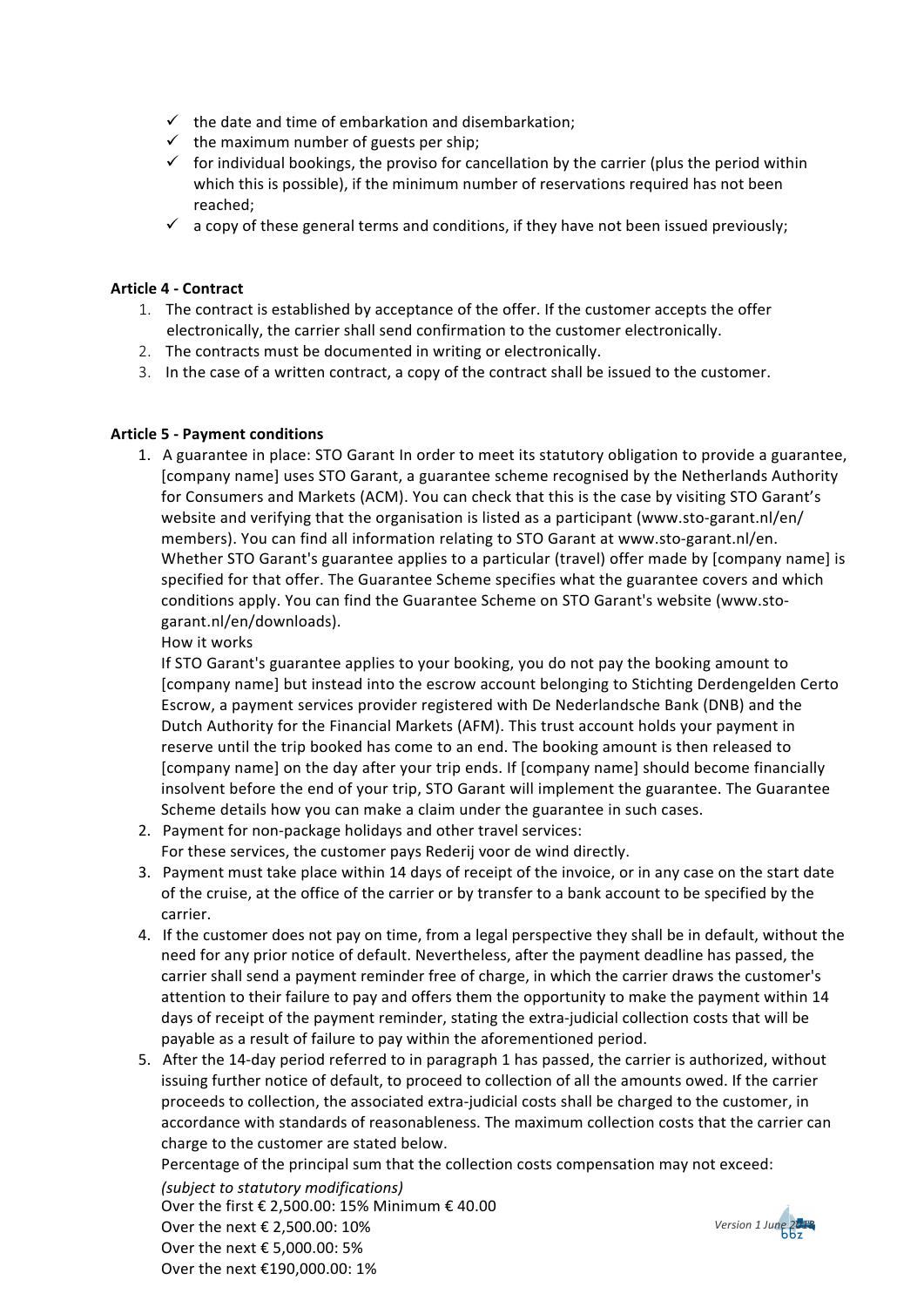- ✓ the date and time of embarkation and disembarkation;
- ✓ the maximum number of guests per ship;
- ✓ for individual bookings, the proviso for cancellation by the carrier (plus the period within which this is possible), if the minimum number of reservations required has not been reached;
- ✓ a copy of these general terms and conditions, if they have not been issued previously;

**Article 4 - Contract**

1. The contract is established by acceptance of the offer. If the customer accepts the offer electronically, the carrier shall send confirmation to the customer electronically.
2. The contracts must be documented in writing or electronically.
3. In the case of a written contract, a copy of the contract shall be issued to the customer.

**Article 5 - Payment conditions**

1. A guarantee in place: STO Garant In order to meet its statutory obligation to provide a guarantee, [company name] uses STO Garant, a guarantee scheme recognised by the Netherlands Authority for Consumers and Markets (ACM). You can check that this is the case by visiting STO Garant's website and verifying that the organisation is listed as a participant (www.sto-garant.nl/en/members). You can find all information relating to STO Garant at www.sto-garant.nl/en. Whether STO Garant's guarantee applies to a particular (travel) offer made by [company name] is specified for that offer. The Guarantee Scheme specifies what the guarantee covers and which conditions apply. You can find the Guarantee Scheme on STO Garant's website (www.sto-garant.nl/en/downloads).
   How it works
   If STO Garant's guarantee applies to your booking, you do not pay the booking amount to [company name] but instead into the escrow account belonging to Stichting Derdengelden Certo Escrow, a payment services provider registered with De Nederlandsche Bank (DNB) and the Dutch Authority for the Financial Markets (AFM). This trust account holds your payment in reserve until the trip booked has come to an end. The booking amount is then released to [company name] on the day after your trip ends. If [company name] should become financially insolvent before the end of your trip, STO Garant will implement the guarantee. The Guarantee Scheme details how you can make a claim under the guarantee in such cases.
2. Payment for non-package holidays and other travel services:
   For these services, the customer pays Rederij voor de wind directly.
3. Payment must take place within 14 days of receipt of the invoice, or in any case on the start date of the cruise, at the office of the carrier or by transfer to a bank account to be specified by the carrier.
4. If the customer does not pay on time, from a legal perspective they shall be in default, without the need for any prior notice of default. Nevertheless, after the payment deadline has passed, the carrier shall send a payment reminder free of charge, in which the carrier draws the customer's attention to their failure to pay and offers them the opportunity to make the payment within 14 days of receipt of the payment reminder, stating the extra-judicial collection costs that will be payable as a result of failure to pay within the aforementioned period.
5. After the 14-day period referred to in paragraph 1 has passed, the carrier is authorized, without issuing further notice of default, to proceed to collection of all the amounts owed. If the carrier proceeds to collection, the associated extra-judicial costs shall be charged to the customer, in accordance with standards of reasonableness. The maximum collection costs that the carrier can charge to the customer are stated below.
   Percentage of the principal sum that the collection costs compensation may not exceed:
   *(subject to statutory modifications)*
   Over the first € 2,500.00: 15% Minimum € 40.00
   Over the next € 2,500.00: 10%
   Over the next € 5,000.00: 5%
   Over the next €190,000.00: 1%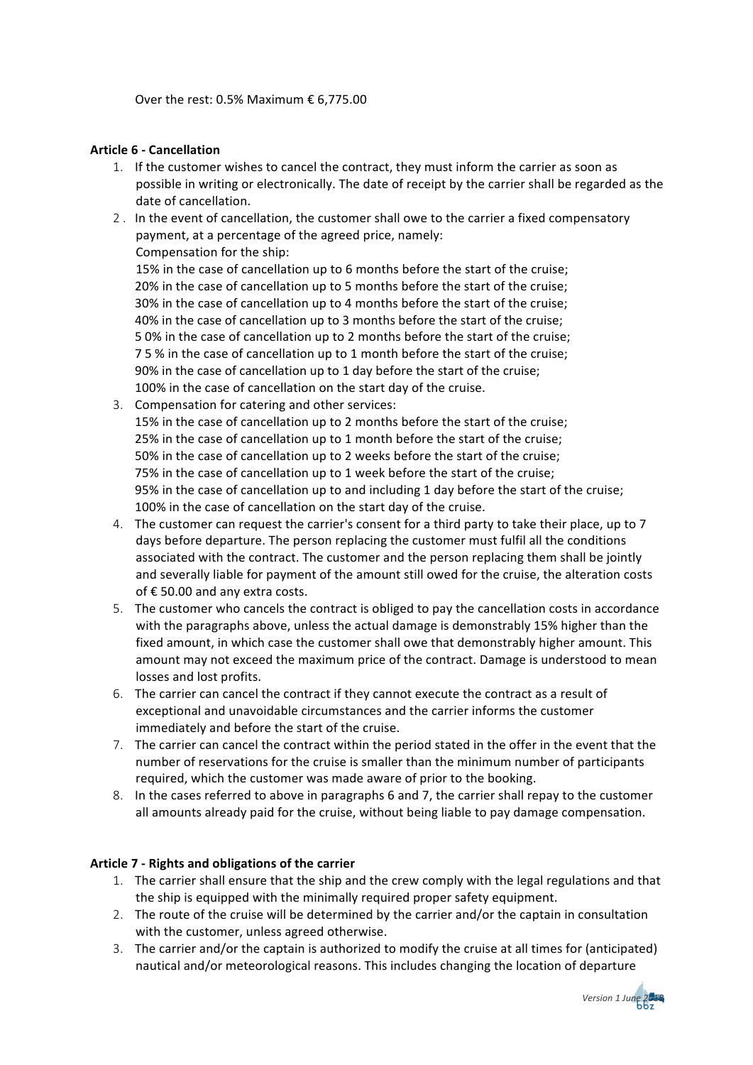Over the rest: 0.5% Maximum € 6,775.00

**Article 6 - Cancellation**

1. If the customer wishes to cancel the contract, they must inform the carrier as soon as possible in writing or electronically. The date of receipt by the carrier shall be regarded as the date of cancellation.
2. In the event of cancellation, the customer shall owe to the carrier a fixed compensatory payment, at a percentage of the agreed price, namely:
   Compensation for the ship:
   15% in the case of cancellation up to 6 months before the start of the cruise;
   20% in the case of cancellation up to 5 months before the start of the cruise;
   30% in the case of cancellation up to 4 months before the start of the cruise;
   40% in the case of cancellation up to 3 months before the start of the cruise;
   50% in the case of cancellation up to 2 months before the start of the cruise;
   75% in the case of cancellation up to 1 month before the start of the cruise;
   90% in the case of cancellation up to 1 day before the start of the cruise;
   100% in the case of cancellation on the start day of the cruise.
3. Compensation for catering and other services:
   15% in the case of cancellation up to 2 months before the start of the cruise;
   25% in the case of cancellation up to 1 month before the start of the cruise;
   50% in the case of cancellation up to 2 weeks before the start of the cruise;
   75% in the case of cancellation up to 1 week before the start of the cruise;
   95% in the case of cancellation up to and including 1 day before the start of the cruise;
   100% in the case of cancellation on the start day of the cruise.
4. The customer can request the carrier's consent for a third party to take their place, up to 7 days before departure. The person replacing the customer must fulfil all the conditions associated with the contract. The customer and the person replacing them shall be jointly and severally liable for payment of the amount still owed for the cruise, the alteration costs of € 50.00 and any extra costs.
5. The customer who cancels the contract is obliged to pay the cancellation costs in accordance with the paragraphs above, unless the actual damage is demonstrably 15% higher than the fixed amount, in which case the customer shall owe that demonstrably higher amount. This amount may not exceed the maximum price of the contract. Damage is understood to mean losses and lost profits.
6. The carrier can cancel the contract if they cannot execute the contract as a result of exceptional and unavoidable circumstances and the carrier informs the customer immediately and before the start of the cruise.
7. The carrier can cancel the contract within the period stated in the offer in the event that the number of reservations for the cruise is smaller than the minimum number of participants required, which the customer was made aware of prior to the booking.
8. In the cases referred to above in paragraphs 6 and 7, the carrier shall repay to the customer all amounts already paid for the cruise, without being liable to pay damage compensation.

**Article 7 - Rights and obligations of the carrier**

1. The carrier shall ensure that the ship and the crew comply with the legal regulations and that the ship is equipped with the minimally required proper safety equipment.
2. The route of the cruise will be determined by the carrier and/or the captain in consultation with the customer, unless agreed otherwise.
3. The carrier and/or the captain is authorized to modify the cruise at all times for (anticipated) nautical and/or meteorological reasons. This includes changing the location of departure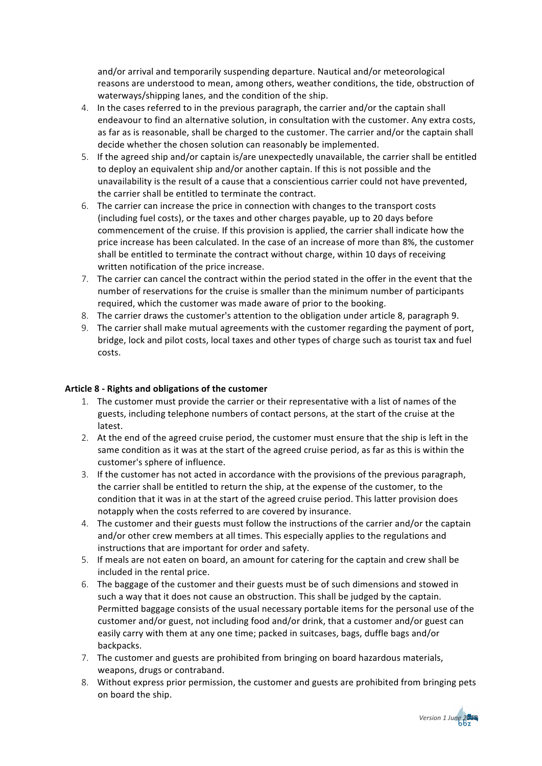and/or arrival and temporarily suspending departure. Nautical and/or meteorological reasons are understood to mean, among others, weather conditions, the tide, obstruction of waterways/shipping lanes, and the condition of the ship.

4. In the cases referred to in the previous paragraph, the carrier and/or the captain shall endeavour to find an alternative solution, in consultation with the customer. Any extra costs, as far as is reasonable, shall be charged to the customer. The carrier and/or the captain shall decide whether the chosen solution can reasonably be implemented.
5. If the agreed ship and/or captain is/are unexpectedly unavailable, the carrier shall be entitled to deploy an equivalent ship and/or another captain. If this is not possible and the unavailability is the result of a cause that a conscientious carrier could not have prevented, the carrier shall be entitled to terminate the contract.
6. The carrier can increase the price in connection with changes to the transport costs (including fuel costs), or the taxes and other charges payable, up to 20 days before commencement of the cruise. If this provision is applied, the carrier shall indicate how the price increase has been calculated. In the case of an increase of more than 8%, the customer shall be entitled to terminate the contract without charge, within 10 days of receiving written notification of the price increase.
7. The carrier can cancel the contract within the period stated in the offer in the event that the number of reservations for the cruise is smaller than the minimum number of participants required, which the customer was made aware of prior to the booking.
8. The carrier draws the customer's attention to the obligation under article 8, paragraph 9.
9. The carrier shall make mutual agreements with the customer regarding the payment of port, bridge, lock and pilot costs, local taxes and other types of charge such as tourist tax and fuel costs.

**Article 8 - Rights and obligations of the customer**

1. The customer must provide the carrier or their representative with a list of names of the guests, including telephone numbers of contact persons, at the start of the cruise at the latest.
2. At the end of the agreed cruise period, the customer must ensure that the ship is left in the same condition as it was at the start of the agreed cruise period, as far as this is within the customer's sphere of influence.
3. If the customer has not acted in accordance with the provisions of the previous paragraph, the carrier shall be entitled to return the ship, at the expense of the customer, to the condition that it was in at the start of the agreed cruise period. This latter provision does notapply when the costs referred to are covered by insurance.
4. The customer and their guests must follow the instructions of the carrier and/or the captain and/or other crew members at all times. This especially applies to the regulations and instructions that are important for order and safety.
5. If meals are not eaten on board, an amount for catering for the captain and crew shall be included in the rental price.
6. The baggage of the customer and their guests must be of such dimensions and stowed in such a way that it does not cause an obstruction. This shall be judged by the captain. Permitted baggage consists of the usual necessary portable items for the personal use of the customer and/or guest, not including food and/or drink, that a customer and/or guest can easily carry with them at any one time; packed in suitcases, bags, duffle bags and/or backpacks.
7. The customer and guests are prohibited from bringing on board hazardous materials, weapons, drugs or contraband.
8. Without express prior permission, the customer and guests are prohibited from bringing pets on board the ship.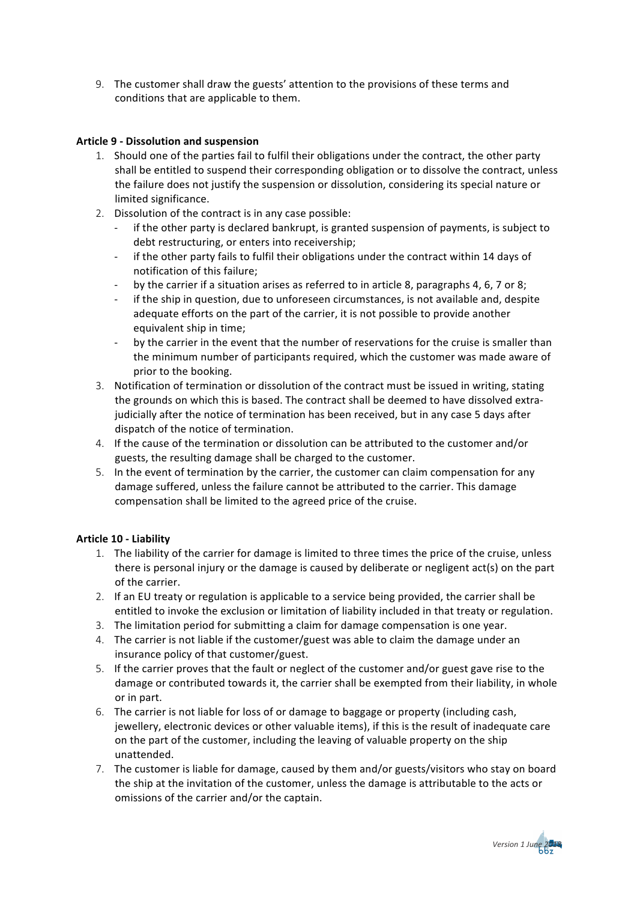9. The customer shall draw the guests' attention to the provisions of these terms and conditions that are applicable to them.

**Article 9 - Dissolution and suspension**

1. Should one of the parties fail to fulfil their obligations under the contract, the other party shall be entitled to suspend their corresponding obligation or to dissolve the contract, unless the failure does not justify the suspension or dissolution, considering its special nature or limited significance.
2. Dissolution of the contract is in any case possible:
   - if the other party is declared bankrupt, is granted suspension of payments, is subject to debt restructuring, or enters into receivership;
   - if the other party fails to fulfil their obligations under the contract within 14 days of notification of this failure;
   - by the carrier if a situation arises as referred to in article 8, paragraphs 4, 6, 7 or 8;
   - if the ship in question, due to unforeseen circumstances, is not available and, despite adequate efforts on the part of the carrier, it is not possible to provide another equivalent ship in time;
   - by the carrier in the event that the number of reservations for the cruise is smaller than the minimum number of participants required, which the customer was made aware of prior to the booking.
3. Notification of termination or dissolution of the contract must be issued in writing, stating the grounds on which this is based. The contract shall be deemed to have dissolved extra-judicially after the notice of termination has been received, but in any case 5 days after dispatch of the notice of termination.
4. If the cause of the termination or dissolution can be attributed to the customer and/or guests, the resulting damage shall be charged to the customer.
5. In the event of termination by the carrier, the customer can claim compensation for any damage suffered, unless the failure cannot be attributed to the carrier. This damage compensation shall be limited to the agreed price of the cruise.

**Article 10 - Liability**

1. The liability of the carrier for damage is limited to three times the price of the cruise, unless there is personal injury or the damage is caused by deliberate or negligent act(s) on the part of the carrier.
2. If an EU treaty or regulation is applicable to a service being provided, the carrier shall be entitled to invoke the exclusion or limitation of liability included in that treaty or regulation.
3. The limitation period for submitting a claim for damage compensation is one year.
4. The carrier is not liable if the customer/guest was able to claim the damage under an insurance policy of that customer/guest.
5. If the carrier proves that the fault or neglect of the customer and/or guest gave rise to the damage or contributed towards it, the carrier shall be exempted from their liability, in whole or in part.
6. The carrier is not liable for loss of or damage to baggage or property (including cash, jewellery, electronic devices or other valuable items), if this is the result of inadequate care on the part of the customer, including the leaving of valuable property on the ship unattended.
7. The customer is liable for damage, caused by them and/or guests/visitors who stay on board the ship at the invitation of the customer, unless the damage is attributable to the acts or omissions of the carrier and/or the captain.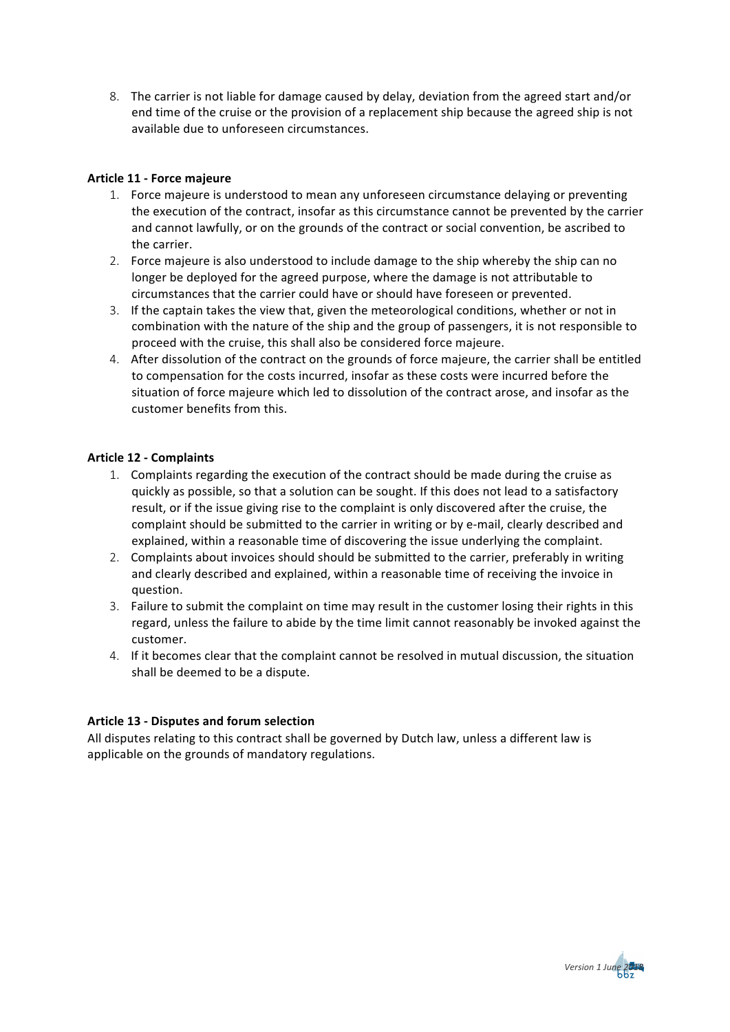8. The carrier is not liable for damage caused by delay, deviation from the agreed start and/or end time of the cruise or the provision of a replacement ship because the agreed ship is not available due to unforeseen circumstances.

**Article 11 - Force majeure**

1. Force majeure is understood to mean any unforeseen circumstance delaying or preventing the execution of the contract, insofar as this circumstance cannot be prevented by the carrier and cannot lawfully, or on the grounds of the contract or social convention, be ascribed to the carrier.
2. Force majeure is also understood to include damage to the ship whereby the ship can no longer be deployed for the agreed purpose, where the damage is not attributable to circumstances that the carrier could have or should have foreseen or prevented.
3. If the captain takes the view that, given the meteorological conditions, whether or not in combination with the nature of the ship and the group of passengers, it is not responsible to proceed with the cruise, this shall also be considered force majeure.
4. After dissolution of the contract on the grounds of force majeure, the carrier shall be entitled to compensation for the costs incurred, insofar as these costs were incurred before the situation of force majeure which led to dissolution of the contract arose, and insofar as the customer benefits from this.

**Article 12 - Complaints**

1. Complaints regarding the execution of the contract should be made during the cruise as quickly as possible, so that a solution can be sought. If this does not lead to a satisfactory result, or if the issue giving rise to the complaint is only discovered after the cruise, the complaint should be submitted to the carrier in writing or by e-mail, clearly described and explained, within a reasonable time of discovering the issue underlying the complaint.
2. Complaints about invoices should should be submitted to the carrier, preferably in writing and clearly described and explained, within a reasonable time of receiving the invoice in question.
3. Failure to submit the complaint on time may result in the customer losing their rights in this regard, unless the failure to abide by the time limit cannot reasonably be invoked against the customer.
4. If it becomes clear that the complaint cannot be resolved in mutual discussion, the situation shall be deemed to be a dispute.

**Article 13 - Disputes and forum selection**

All disputes relating to this contract shall be governed by Dutch law, unless a different law is applicable on the grounds of mandatory regulations.